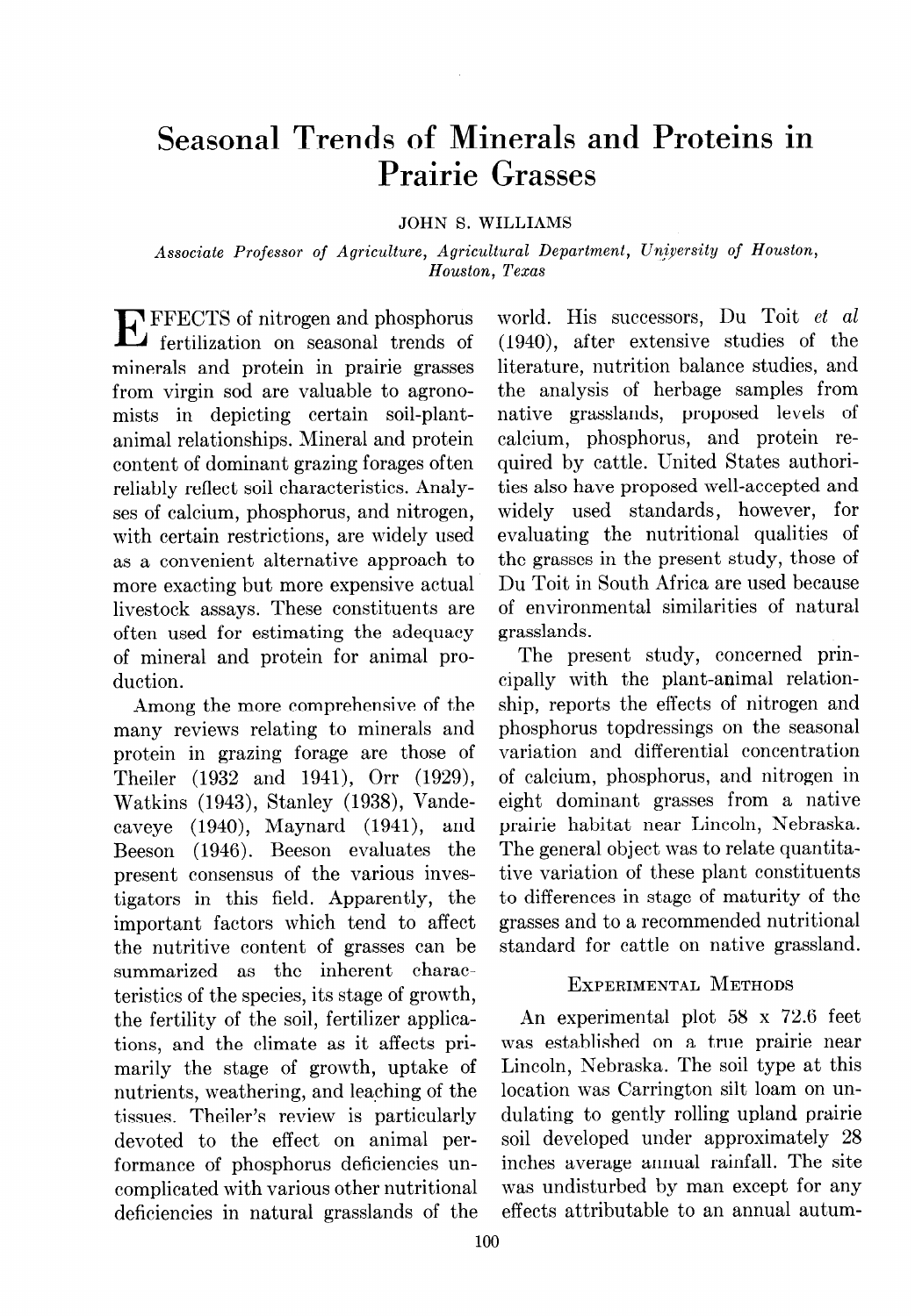# Seasonal Trends of Minerals and Proteins in Prairie Grasses

JOHN S. WILLIAMS

*Associate Professor of Agriculture, Agricultural Department, University of Houston, Houston, Texas*

EFFECTS of nitrogen and phosphorus fertilization on seasonal trends of minerals and protein in prairie grasses from virgin sod are valuable to agronomists in depicting certain soil-plant-animal relationships. Mineral and protein content of dominant grazing forages often reliably reflect soil characteristics. Analyses of calcium, phosphorus, and nitrogen, with certain restrictions, are widely used as a convenient alternative approach to more exacting but more expensive actual livestock assays. These constituents are often used for estimating the adequacy of mineral and protein for animal production.

Among the more comprehensive of the many reviews relating to minerals and protein in grazing forage are those of Theiler (1932 and 1941), Orr (1929), Watkins (1943), Stanley (1938), Vandecaveye (1940), Maynard (1941), and Beeson (1946). Beeson evaluates the present consensus of the various investigators in this field. Apparently, the important factors which tend to affect the nutritive content of grasses can be summarized as the inherent characteristics of the species, its stage of growth, the fertility of the soil, fertilizer applications, and the climate as it affects primarily the stage of growth, uptake of nutrients, weathering, and leaching of the tissues. Theiler's review is particularly devoted to the effect on animal performance of phosphorus deficiencies uncomplicated with various other nutritional deficiencies in natural grasslands of the world. His successors, Du Toit *et al* (1940), after extensive studies of the literature, nutrition balance studies, and the analysis of herbage samples from native grasslands, proposed levels of calcium, phosphorus, and protein required by cattle. United States authorities also have proposed well-accepted and widely used standards, however, for evaluating the nutritional qualities of the grasses in the present study, those of Du Toit in South Africa are used because of environmental similarities of natural grasslands.

The present study, concerned principally with the plant-animal relationship, reports the effects of nitrogen and phosphorus topdressings on the seasonal variation and differential concentration of calcium, phosphorus, and nitrogen in eight dominant grasses from a native prairie habitat near Lincoln, Nebraska. The general object was to relate quantitative variation of these plant constituents to differences in stage of maturity of the grasses and to a recommended nutritional standard for cattle on native grassland.

## Experimental Methods

An experimental plot 58 x 72.6 feet was established on a true prairie near Lincoln, Nebraska. The soil type at this location was Carrington silt loam on undulating to gently rolling upland prairie soil developed under approximately 28 inches average annual rainfall. The site was undisturbed by man except for any effects attributable to an annual autum-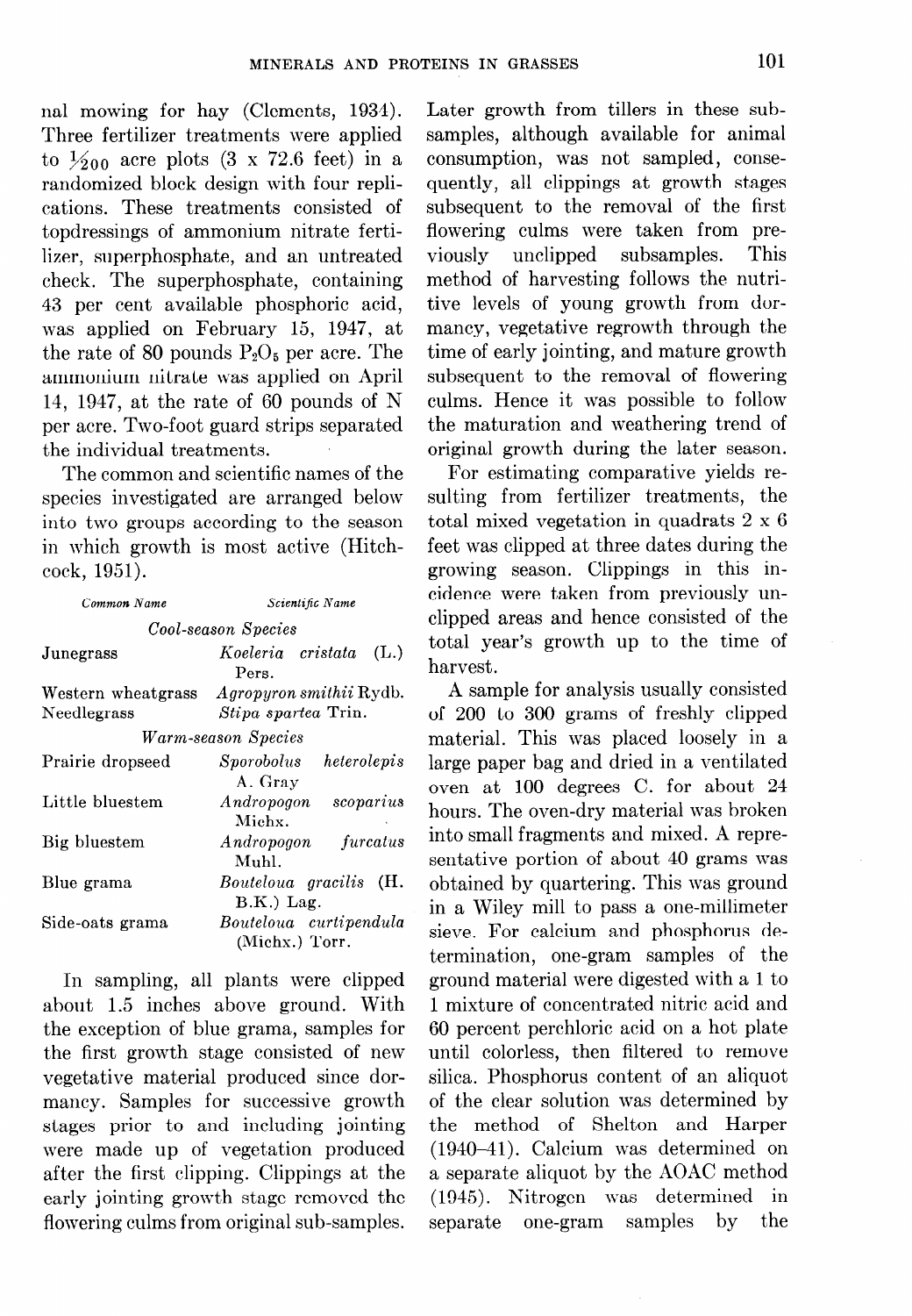nal mowing for hay (Clements, 1934). Three fertilizer treatments were applied to $\frac{1}{200}$ acre plots (3 x 72.6 feet) in a randomized block design with four replications. These treatments consisted of topdressings of ammonium nitrate fertilizer, superphosphate, and an untreated check. The superphosphate, containing 43 per cent available phosphoric acid, was applied on February 15, 1947, at the rate of 80 pounds $P_2O_5$ per acre. The ammonium nitrate was applied on April 14, 1947, at the rate of 60 pounds of N per acre. Two-foot guard strips separated the individual treatments.

The common and scientific names of the species investigated are arranged below into two groups according to the season in which growth is most active (Hitchcock, 1951).

| *Common Name* | *Scientific Name* |
| --- | --- |
| *Cool-season Species* | |
| Junegrass | *Koeleria cristata* (L.) Pers. |
| Western wheatgrass | *Agropyron smithii* Rydb. |
| Needlegrass | *Stipa spartea* Trin. |
| *Warm-season Species* | |
| Prairie dropseed | *Sporobolus heterolepis* A. Gray |
| Little bluestem | *Andropogon scoparius* Michx. |
| Big bluestem | *Andropogon furcatus* Muhl. |
| Blue grama | *Bouteloua gracilis* (H. B.K.) Lag. |
| Side-oats grama | *Bouteloua curtipendula* (Michx.) Torr. |

In sampling, all plants were clipped about 1.5 inches above ground. With the exception of blue grama, samples for the first growth stage consisted of new vegetative material produced since dormancy. Samples for successive growth stages prior to and including jointing were made up of vegetation produced after the first clipping. Clippings at the early jointing growth stage removed the flowering culms from original sub-samples. Later growth from tillers in these subsamples, although available for animal consumption, was not sampled, consequently, all clippings at growth stages subsequent to the removal of the first flowering culms were taken from previously unclipped subsamples. This method of harvesting follows the nutritive levels of young growth from dormancy, vegetative regrowth through the time of early jointing, and mature growth subsequent to the removal of flowering culms. Hence it was possible to follow the maturation and weathering trend of original growth during the later season.

For estimating comparative yields resulting from fertilizer treatments, the total mixed vegetation in quadrats 2 x 6 feet was clipped at three dates during the growing season. Clippings in this incidence were taken from previously unclipped areas and hence consisted of the total year's growth up to the time of harvest.

A sample for analysis usually consisted of 200 to 300 grams of freshly clipped material. This was placed loosely in a large paper bag and dried in a ventilated oven at 100 degrees C. for about 24 hours. The oven-dry material was broken into small fragments and mixed. A representative portion of about 40 grams was obtained by quartering. This was ground in a Wiley mill to pass a one-millimeter sieve. For calcium and phosphorus determination, one-gram samples of the ground material were digested with a 1 to 1 mixture of concentrated nitric acid and 60 percent perchloric acid on a hot plate until colorless, then filtered to remove silica. Phosphorus content of an aliquot of the clear solution was determined by the method of Shelton and Harper (1940–41). Calcium was determined on a separate aliquot by the AOAC method (1945). Nitrogen was determined in separate one-gram samples by the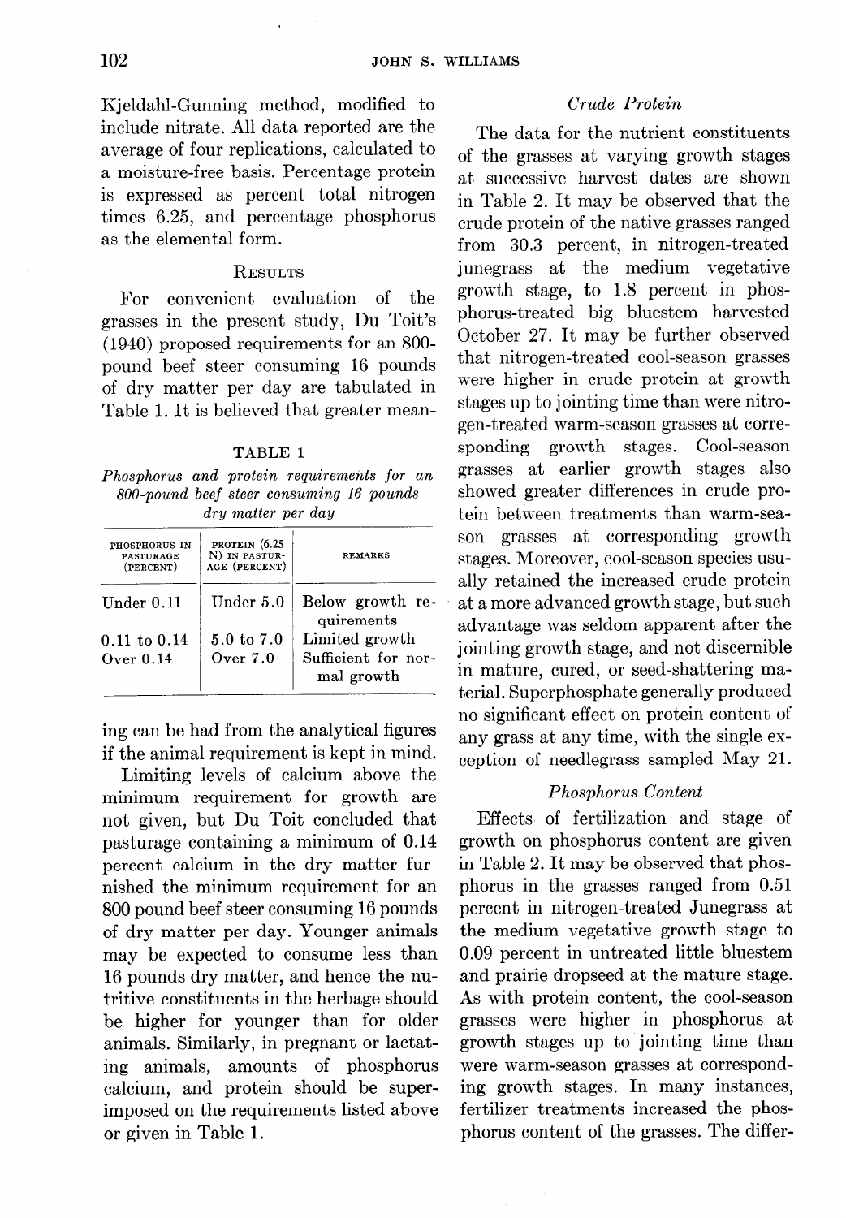Kjeldahl-Gunning method, modified to include nitrate. All data reported are the average of four replications, calculated to a moisture-free basis. Percentage protein is expressed as percent total nitrogen times 6.25, and percentage phosphorus as the elemental form.

## Results

For convenient evaluation of the grasses in the present study, Du Toit's (1940) proposed requirements for an 800-pound beef steer consuming 16 pounds of dry matter per day are tabulated in Table 1. It is believed that greater meaning can be had from the analytical figures if the animal requirement is kept in mind.

TABLE 1

*Phosphorus and protein requirements for an 800-pound beef steer consuming 16 pounds dry matter per day*

| PHOSPHORUS IN PASTURAGE (PERCENT) | PROTEIN (6.25 N) IN PASTURAGE (PERCENT) | REMARKS |
|---|---|---|
| Under 0.11 | Under 5.0 | Below growth requirements |
| 0.11 to 0.14 | 5.0 to 7.0 | Limited growth |
| Over 0.14 | Over 7.0 | Sufficient for normal growth |

Limiting levels of calcium above the minimum requirement for growth are not given, but Du Toit concluded that pasturage containing a minimum of 0.14 percent calcium in the dry matter furnished the minimum requirement for an 800 pound beef steer consuming 16 pounds of dry matter per day. Younger animals may be expected to consume less than 16 pounds dry matter, and hence the nutritive constituents in the herbage should be higher for younger than for older animals. Similarly, in pregnant or lactating animals, amounts of phosphorus calcium, and protein should be superimposed on the requirements listed above or given in Table 1.

### *Crude Protein*

The data for the nutrient constituents of the grasses at varying growth stages at successive harvest dates are shown in Table 2. It may be observed that the crude protein of the native grasses ranged from 30.3 percent, in nitrogen-treated junegrass at the medium vegetative growth stage, to 1.8 percent in phosphorus-treated big bluestem harvested October 27. It may be further observed that nitrogen-treated cool-season grasses were higher in crude protein at growth stages up to jointing time than were nitrogen-treated warm-season grasses at corresponding growth stages. Cool-season grasses at earlier growth stages also showed greater differences in crude protein between treatments than warm-season grasses at corresponding growth stages. Moreover, cool-season species usually retained the increased crude protein at a more advanced growth stage, but such advantage was seldom apparent after the jointing growth stage, and not discernible in mature, cured, or seed-shattering material. Superphosphate generally produced no significant effect on protein content of any grass at any time, with the single exception of needlegrass sampled May 21.

### *Phosphorus Content*

Effects of fertilization and stage of growth on phosphorus content are given in Table 2. It may be observed that phosphorus in the grasses ranged from 0.51 percent in nitrogen-treated Junegrass at the medium vegetative growth stage to 0.09 percent in untreated little bluestem and prairie dropseed at the mature stage. As with protein content, the cool-season grasses were higher in phosphorus at growth stages up to jointing time than were warm-season grasses at corresponding growth stages. In many instances, fertilizer treatments increased the phosphorus content of the grasses. The differ-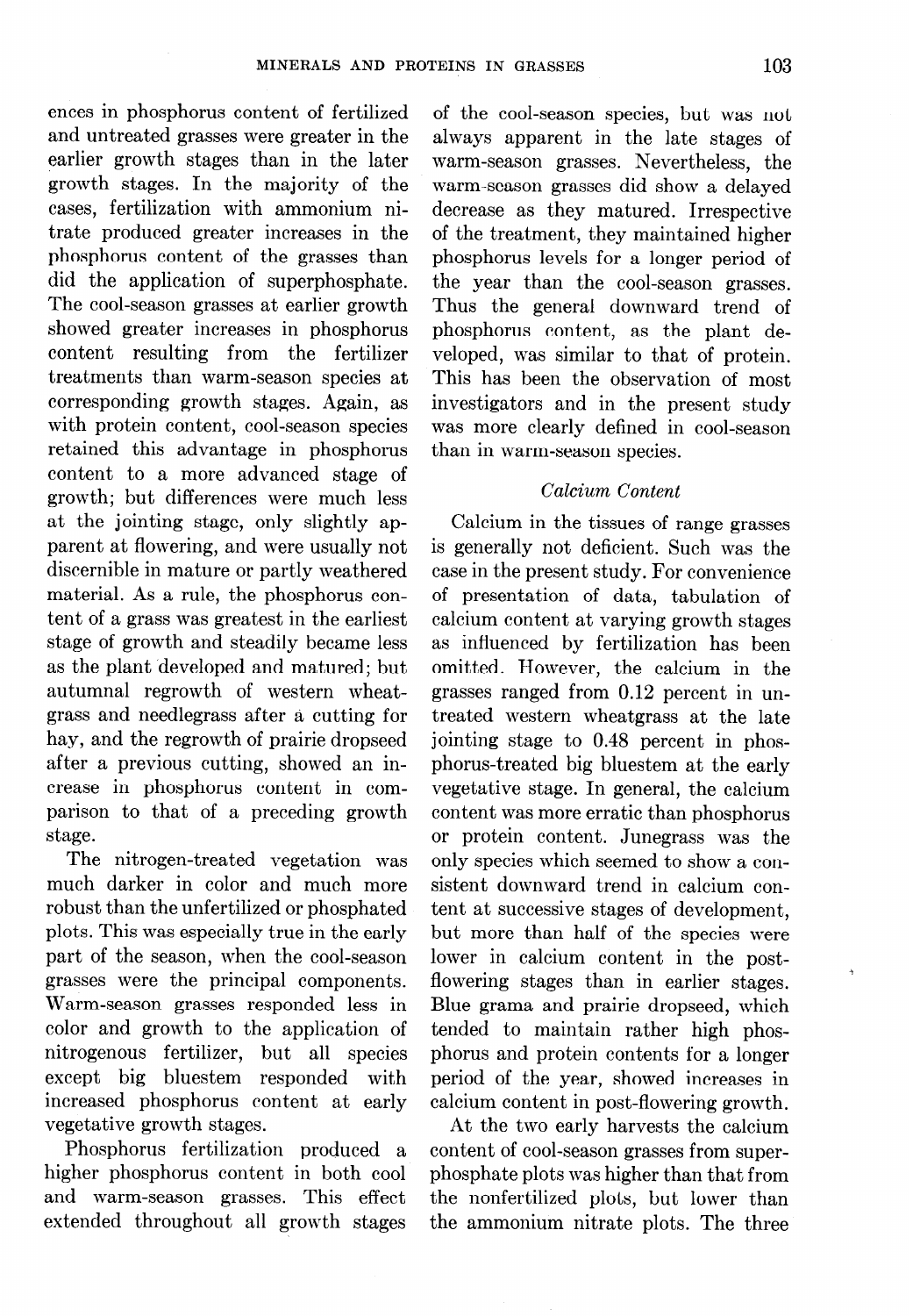ences in phosphorus content of fertilized and untreated grasses were greater in the earlier growth stages than in the later growth stages. In the majority of the cases, fertilization with ammonium nitrate produced greater increases in the phosphorus content of the grasses than did the application of superphosphate. The cool-season grasses at earlier growth showed greater increases in phosphorus content resulting from the fertilizer treatments than warm-season species at corresponding growth stages. Again, as with protein content, cool-season species retained this advantage in phosphorus content to a more advanced stage of growth; but differences were much less at the jointing stage, only slightly apparent at flowering, and were usually not discernible in mature or partly weathered material. As a rule, the phosphorus content of a grass was greatest in the earliest stage of growth and steadily became less as the plant developed and matured; but autumnal regrowth of western wheatgrass and needlegrass after a cutting for hay, and the regrowth of prairie dropseed after a previous cutting, showed an increase in phosphorus content in comparison to that of a preceding growth stage.

The nitrogen-treated vegetation was much darker in color and much more robust than the unfertilized or phosphated plots. This was especially true in the early part of the season, when the cool-season grasses were the principal components. Warm-season grasses responded less in color and growth to the application of nitrogenous fertilizer, but all species except big bluestem responded with increased phosphorus content at early vegetative growth stages.

Phosphorus fertilization produced a higher phosphorus content in both cool and warm-season grasses. This effect extended throughout all growth stages of the cool-season species, but was not always apparent in the late stages of warm-season grasses. Nevertheless, the warm-season grasses did show a delayed decrease as they matured. Irrespective of the treatment, they maintained higher phosphorus levels for a longer period of the year than the cool-season grasses. Thus the general downward trend of phosphorus content, as the plant developed, was similar to that of protein. This has been the observation of most investigators and in the present study was more clearly defined in cool-season than in warm-season species.

### *Calcium Content*

Calcium in the tissues of range grasses is generally not deficient. Such was the case in the present study. For convenience of presentation of data, tabulation of calcium content at varying growth stages as influenced by fertilization has been omitted. However, the calcium in the grasses ranged from 0.12 percent in untreated western wheatgrass at the late jointing stage to 0.48 percent in phosphorus-treated big bluestem at the early vegetative stage. In general, the calcium content was more erratic than phosphorus or protein content. Junegrass was the only species which seemed to show a consistent downward trend in calcium content at successive stages of development, but more than half of the species were lower in calcium content in the post-flowering stages than in earlier stages. Blue grama and prairie dropseed, which tended to maintain rather high phosphorus and protein contents for a longer period of the year, showed increases in calcium content in post-flowering growth.

At the two early harvests the calcium content of cool-season grasses from superphosphate plots was higher than that from the nonfertilized plots, but lower than the ammonium nitrate plots. The three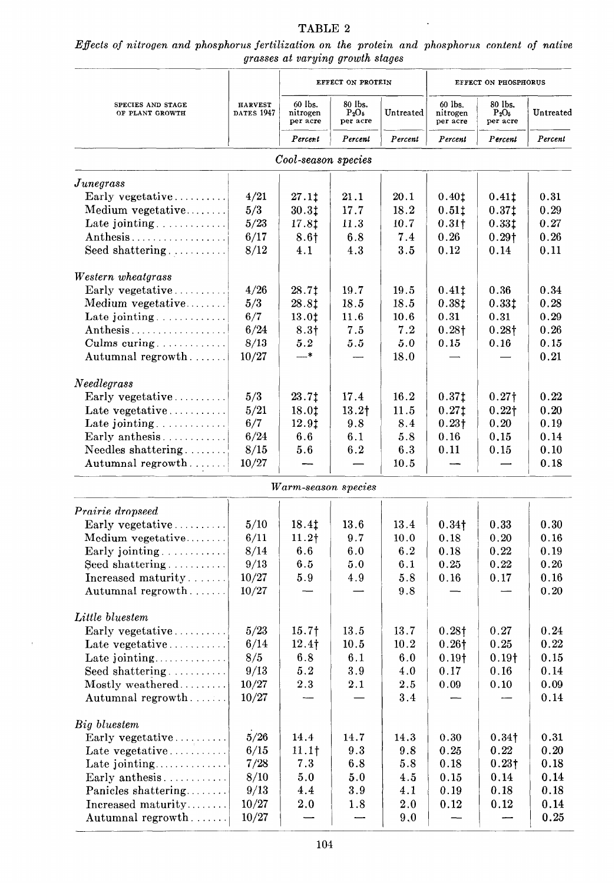## TABLE 2

*Effects of nitrogen and phosphorus fertilization on the protein and phosphorus content of native grasses at varying growth stages*

| SPECIES AND STAGE OF PLANT GROWTH | HARVEST DATES 1947 | EFFECT ON PROTEIN | | | EFFECT ON PHOSPHORUS | | |
|---|---|---|---|---|---|---|---|
| | | 60 lbs. nitrogen per acre | 80 lbs. $P_2O_5$ per acre | Untreated | 60 lbs. nitrogen per acre | 80 lbs. $P_2O_5$ per acre | Untreated |
| | | *Percent* | *Percent* | *Percent* | *Percent* | *Percent* | *Percent* |
| ***Cool-season species*** | | | | | | | |
| *Junegrass* | | | | | | | |
| Early vegetative | 4/21 | 27.1‡ | 21.1 | 20.1 | 0.40‡ | 0.41‡ | 0.31 |
| Medium vegetative | 5/3 | 30.3‡ | 17.7 | 18.2 | 0.51‡ | 0.37‡ | 0.29 |
| Late jointing | 5/23 | 17.8‡ | 11.3 | 10.7 | 0.31† | 0.33‡ | 0.27 |
| Anthesis | 6/17 | 8.6† | 6.8 | 7.4 | 0.26 | 0.29† | 0.26 |
| Seed shattering | 8/12 | 4.1 | 4.3 | 3.5 | 0.12 | 0.14 | 0.11 |
| *Western wheatgrass* | | | | | | | |
| Early vegetative | 4/26 | 28.7‡ | 19.7 | 19.5 | 0.41‡ | 0.36 | 0.34 |
| Medium vegetative | 5/3 | 28.8‡ | 18.5 | 18.5 | 0.38‡ | 0.33‡ | 0.28 |
| Late jointing | 6/7 | 13.0‡ | 11.6 | 10.6 | 0.31 | 0.31 | 0.29 |
| Anthesis | 6/24 | 8.3† | 7.5 | 7.2 | 0.28† | 0.28† | 0.26 |
| Culms curing | 8/13 | 5.2 | 5.5 | 5.0 | 0.15 | 0.16 | 0.15 |
| Autumnal regrowth | 10/27 | —* | — | 18.0 | — | — | 0.21 |
| *Needlegrass* | | | | | | | |
| Early vegetative | 5/3 | 23.7‡ | 17.4 | 16.2 | 0.37‡ | 0.27† | 0.22 |
| Late vegetative | 5/21 | 18.0‡ | 13.2† | 11.5 | 0.27‡ | 0.22† | 0.20 |
| Late jointing | 6/7 | 12.9‡ | 9.8 | 8.4 | 0.23† | 0.20 | 0.19 |
| Early anthesis | 6/24 | 6.6 | 6.1 | 5.8 | 0.16 | 0.15 | 0.14 |
| Needles shattering | 8/15 | 5.6 | 6.2 | 6.3 | 0.11 | 0.15 | 0.10 |
| Autumnal regrowth | 10/27 | — | — | 10.5 | — | — | 0.18 |
| ***Warm-season species*** | | | | | | | |
| *Prairie dropseed* | | | | | | | |
| Early vegetative | 5/10 | 18.4‡ | 13.6 | 13.4 | 0.34† | 0.33 | 0.30 |
| Medium vegetative | 6/11 | 11.2† | 9.7 | 10.0 | 0.18 | 0.20 | 0.16 |
| Early jointing | 8/14 | 6.6 | 6.0 | 6.2 | 0.18 | 0.22 | 0.19 |
| Seed shattering | 9/13 | 6.5 | 5.0 | 6.1 | 0.25 | 0.22 | 0.26 |
| Increased maturity | 10/27 | 5.9 | 4.9 | 5.8 | 0.16 | 0.17 | 0.16 |
| Autumnal regrowth | 10/27 | — | — | 9.8 | — | — | 0.20 |
| *Little bluestem* | | | | | | | |
| Early vegetative | 5/23 | 15.7† | 13.5 | 13.7 | 0.28† | 0.27 | 0.24 |
| Late vegetative | 6/14 | 12.4† | 10.5 | 10.2 | 0.26† | 0.25 | 0.22 |
| Late jointing | 8/5 | 6.8 | 6.1 | 6.0 | 0.19† | 0.19† | 0.15 |
| Seed shattering | 9/13 | 5.2 | 3.9 | 4.0 | 0.17 | 0.16 | 0.14 |
| Mostly weathered | 10/27 | 2.3 | 2.1 | 2.5 | 0.09 | 0.10 | 0.09 |
| Autumnal regrowth | 10/27 | — | — | 3.4 | — | — | 0.14 |
| *Big bluestem* | | | | | | | |
| Early vegetative | 5/26 | 14.4 | 14.7 | 14.3 | 0.30 | 0.34† | 0.31 |
| Late vegetative | 6/15 | 11.1† | 9.3 | 9.8 | 0.25 | 0.22 | 0.20 |
| Late jointing | 7/28 | 7.3 | 6.8 | 5.8 | 0.18 | 0.23† | 0.18 |
| Early anthesis | 8/10 | 5.0 | 5.0 | 4.5 | 0.15 | 0.14 | 0.14 |
| Panicles shattering | 9/13 | 4.4 | 3.9 | 4.1 | 0.19 | 0.18 | 0.18 |
| Increased maturity | 10/27 | 2.0 | 1.8 | 2.0 | 0.12 | 0.12 | 0.14 |
| Autumnal regrowth | 10/27 | — | — | 9.0 | — | — | 0.25 |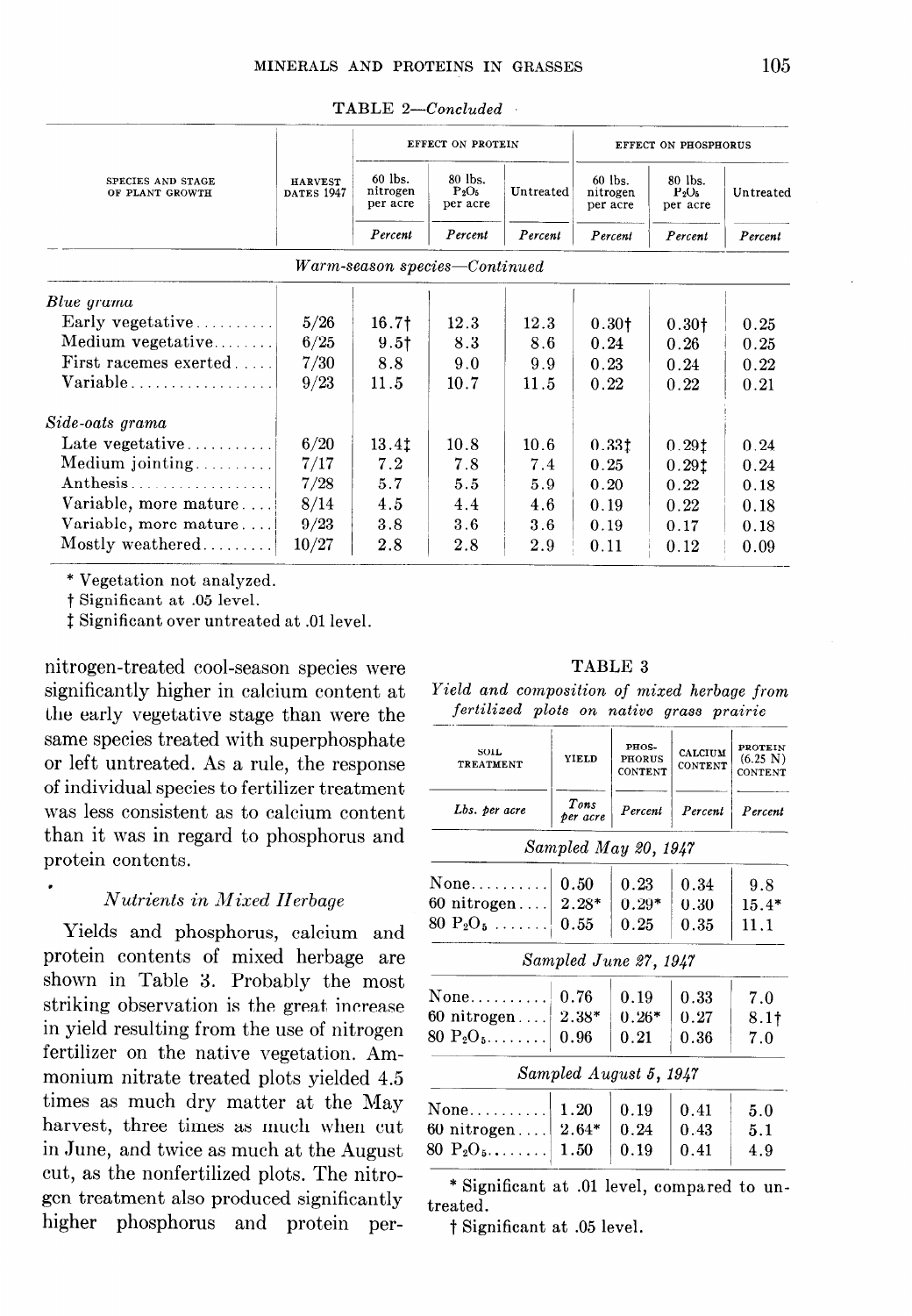TABLE 2—*Concluded*

| Species and stage of plant growth | Harvest dates 1947 | Effect on protein | | | Effect on phosphorus | | |
|---|---|---|---|---|---|---|---|
| | | 60 lbs. nitrogen per acre | 80 lbs. $P_2O_5$ per acre | Untreated | 60 lbs. nitrogen per acre | 80 lbs. $P_2O_5$ per acre | Untreated |
| | | *Percent* | *Percent* | *Percent* | *Percent* | *Percent* | *Percent* |
| *Warm-season species—Continued* | | | | | | | |
| *Blue grama* | | | | | | | |
| Early vegetative | 5/26 | 16.7† | 12.3 | 12.3 | 0.30† | 0.30† | 0.25 |
| Medium vegetative | 6/25 | 9.5† | 8.3 | 8.6 | 0.24 | 0.26 | 0.25 |
| First racemes exerted | 7/30 | 8.8 | 9.0 | 9.9 | 0.23 | 0.24 | 0.22 |
| Variable | 9/23 | 11.5 | 10.7 | 11.5 | 0.22 | 0.22 | 0.21 |
| *Side-oats grama* | | | | | | | |
| Late vegetative | 6/20 | 13.4‡ | 10.8 | 10.6 | 0.33‡ | 0.29‡ | 0.24 |
| Medium jointing | 7/17 | 7.2 | 7.8 | 7.4 | 0.25 | 0.29‡ | 0.24 |
| Anthesis | 7/28 | 5.7 | 5.5 | 5.9 | 0.20 | 0.22 | 0.18 |
| Variable, more mature | 8/14 | 4.5 | 4.4 | 4.6 | 0.19 | 0.22 | 0.18 |
| Variable, more mature | 9/23 | 3.8 | 3.6 | 3.6 | 0.19 | 0.17 | 0.18 |
| Mostly weathered | 10/27 | 2.8 | 2.8 | 2.9 | 0.11 | 0.12 | 0.09 |

\* Vegetation not analyzed.
† Significant at .05 level.
‡ Significant over untreated at .01 level.

nitrogen-treated cool-season species were significantly higher in calcium content at the early vegetative stage than were the same species treated with superphosphate or left untreated. As a rule, the response of individual species to fertilizer treatment was less consistent as to calcium content than it was in regard to phosphorus and protein contents.

### *Nutrients in Mixed Herbage*

Yields and phosphorus, calcium and protein contents of mixed herbage are shown in Table 3. Probably the most striking observation is the great increase in yield resulting from the use of nitrogen fertilizer on the native vegetation. Ammonium nitrate treated plots yielded 4.5 times as much dry matter at the May harvest, three times as much when cut in June, and twice as much at the August cut, as the nonfertilized plots. The nitrogen treatment also produced significantly higher phosphorus and protein per-

TABLE 3

*Yield and composition of mixed herbage from fertilized plots on native grass prairie*

| Soil treatment | Yield | Phosphorus content | Calcium content | Protein (6.25 N) content |
|---|---|---|---|---|
| *Lbs. per acre* | *Tons per acre* | *Percent* | *Percent* | *Percent* |
| *Sampled May 20, 1947* | | | | |
| None | 0.50 | 0.23 | 0.34 | 9.8 |
| 60 nitrogen | 2.28* | 0.29* | 0.30 | 15.4* |
| 80 $P_2O_5$ | 0.55 | 0.25 | 0.35 | 11.1 |
| *Sampled June 27, 1947* | | | | |
| None | 0.76 | 0.19 | 0.33 | 7.0 |
| 60 nitrogen | 2.38* | 0.26* | 0.27 | 8.1† |
| 80 $P_2O_5$ | 0.96 | 0.21 | 0.36 | 7.0 |
| *Sampled August 5, 1947* | | | | |
| None | 1.20 | 0.19 | 0.41 | 5.0 |
| 60 nitrogen | 2.64* | 0.24 | 0.43 | 5.1 |
| 80 $P_2O_5$ | 1.50 | 0.19 | 0.41 | 4.9 |

\* Significant at .01 level, compared to untreated.
† Significant at .05 level.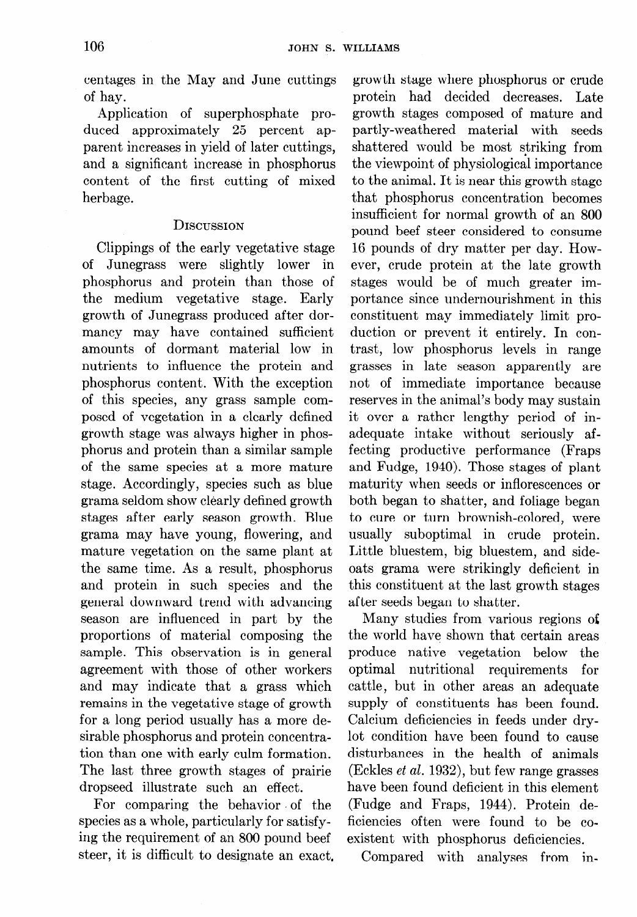centages in the May and June cuttings of hay.

Application of superphosphate produced approximately 25 percent apparent increases in yield of later cuttings, and a significant increase in phosphorus content of the first cutting of mixed herbage.

## Discussion

Clippings of the early vegetative stage of Junegrass were slightly lower in phosphorus and protein than those of the medium vegetative stage. Early growth of Junegrass produced after dormancy may have contained sufficient amounts of dormant material low in nutrients to influence the protein and phosphorus content. With the exception of this species, any grass sample composed of vegetation in a clearly defined growth stage was always higher in phosphorus and protein than a similar sample of the same species at a more mature stage. Accordingly, species such as blue grama seldom show clearly defined growth stages after early season growth. Blue grama may have young, flowering, and mature vegetation on the same plant at the same time. As a result, phosphorus and protein in such species and the general downward trend with advancing season are influenced in part by the proportions of material composing the sample. This observation is in general agreement with those of other workers and may indicate that a grass which remains in the vegetative stage of growth for a long period usually has a more desirable phosphorus and protein concentration than one with early culm formation. The last three growth stages of prairie dropseed illustrate such an effect.

For comparing the behavior of the species as a whole, particularly for satisfying the requirement of an 800 pound beef steer, it is difficult to designate an exact growth stage where phosphorus or crude protein had decided decreases. Late growth stages composed of mature and partly-weathered material with seeds shattered would be most striking from the viewpoint of physiological importance to the animal. It is near this growth stage that phosphorus concentration becomes insufficient for normal growth of an 800 pound beef steer considered to consume 16 pounds of dry matter per day. However, crude protein at the late growth stages would be of much greater importance since undernourishment in this constituent may immediately limit production or prevent it entirely. In contrast, low phosphorus levels in range grasses in late season apparently are not of immediate importance because reserves in the animal's body may sustain it over a rather lengthy period of inadequate intake without seriously affecting productive performance (Fraps and Fudge, 1940). Those stages of plant maturity when seeds or inflorescences or both began to shatter, and foliage began to cure or turn brownish-colored, were usually suboptimal in crude protein. Little bluestem, big bluestem, and side-oats grama were strikingly deficient in this constituent at the last growth stages after seeds began to shatter.

Many studies from various regions of the world have shown that certain areas produce native vegetation below the optimal nutritional requirements for cattle, but in other areas an adequate supply of constituents has been found. Calcium deficiencies in feeds under drylot condition have been found to cause disturbances in the health of animals (Eckles *et al.* 1932), but few range grasses have been found deficient in this element (Fudge and Fraps, 1944). Protein deficiencies often were found to be coexistent with phosphorus deficiencies.

Compared with analyses from in-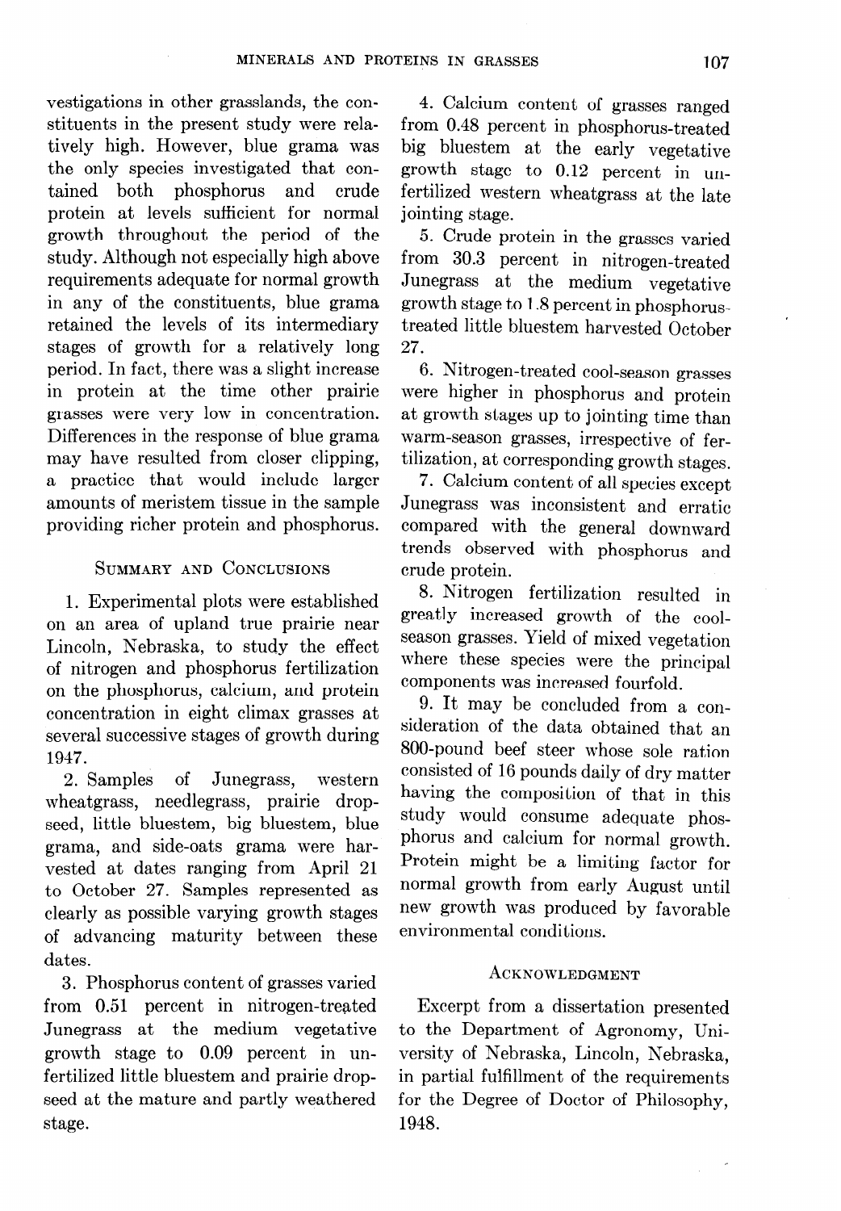vestigations in other grasslands, the constituents in the present study were relatively high. However, blue grama was the only species investigated that contained both phosphorus and crude protein at levels sufficient for normal growth throughout the period of the study. Although not especially high above requirements adequate for normal growth in any of the constituents, blue grama retained the levels of its intermediary stages of growth for a relatively long period. In fact, there was a slight increase in protein at the time other prairie grasses were very low in concentration. Differences in the response of blue grama may have resulted from closer clipping, a practice that would include larger amounts of meristem tissue in the sample providing richer protein and phosphorus.

## Summary and Conclusions

1. Experimental plots were established on an area of upland true prairie near Lincoln, Nebraska, to study the effect of nitrogen and phosphorus fertilization on the phosphorus, calcium, and protein concentration in eight climax grasses at several successive stages of growth during 1947.

2. Samples of Junegrass, western wheatgrass, needlegrass, prairie dropseed, little bluestem, big bluestem, blue grama, and side-oats grama were harvested at dates ranging from April 21 to October 27. Samples represented as clearly as possible varying growth stages of advancing maturity between these dates.

3. Phosphorus content of grasses varied from 0.51 percent in nitrogen-treated Junegrass at the medium vegetative growth stage to 0.09 percent in unfertilized little bluestem and prairie dropseed at the mature and partly weathered stage.

4. Calcium content of grasses ranged from 0.48 percent in phosphorus-treated big bluestem at the early vegetative growth stage to 0.12 percent in unfertilized western wheatgrass at the late jointing stage.

5. Crude protein in the grasses varied from 30.3 percent in nitrogen-treated Junegrass at the medium vegetative growth stage to 1.8 percent in phosphorus-treated little bluestem harvested October 27.

6. Nitrogen-treated cool-season grasses were higher in phosphorus and protein at growth stages up to jointing time than warm-season grasses, irrespective of fertilization, at corresponding growth stages.

7. Calcium content of all species except Junegrass was inconsistent and erratic compared with the general downward trends observed with phosphorus and crude protein.

8. Nitrogen fertilization resulted in greatly increased growth of the cool-season grasses. Yield of mixed vegetation where these species were the principal components was increased fourfold.

9. It may be concluded from a consideration of the data obtained that an 800-pound beef steer whose sole ration consisted of 16 pounds daily of dry matter having the composition of that in this study would consume adequate phosphorus and calcium for normal growth. Protein might be a limiting factor for normal growth from early August until new growth was produced by favorable environmental conditions.

## Acknowledgment

Excerpt from a dissertation presented to the Department of Agronomy, University of Nebraska, Lincoln, Nebraska, in partial fulfillment of the requirements for the Degree of Doctor of Philosophy, 1948.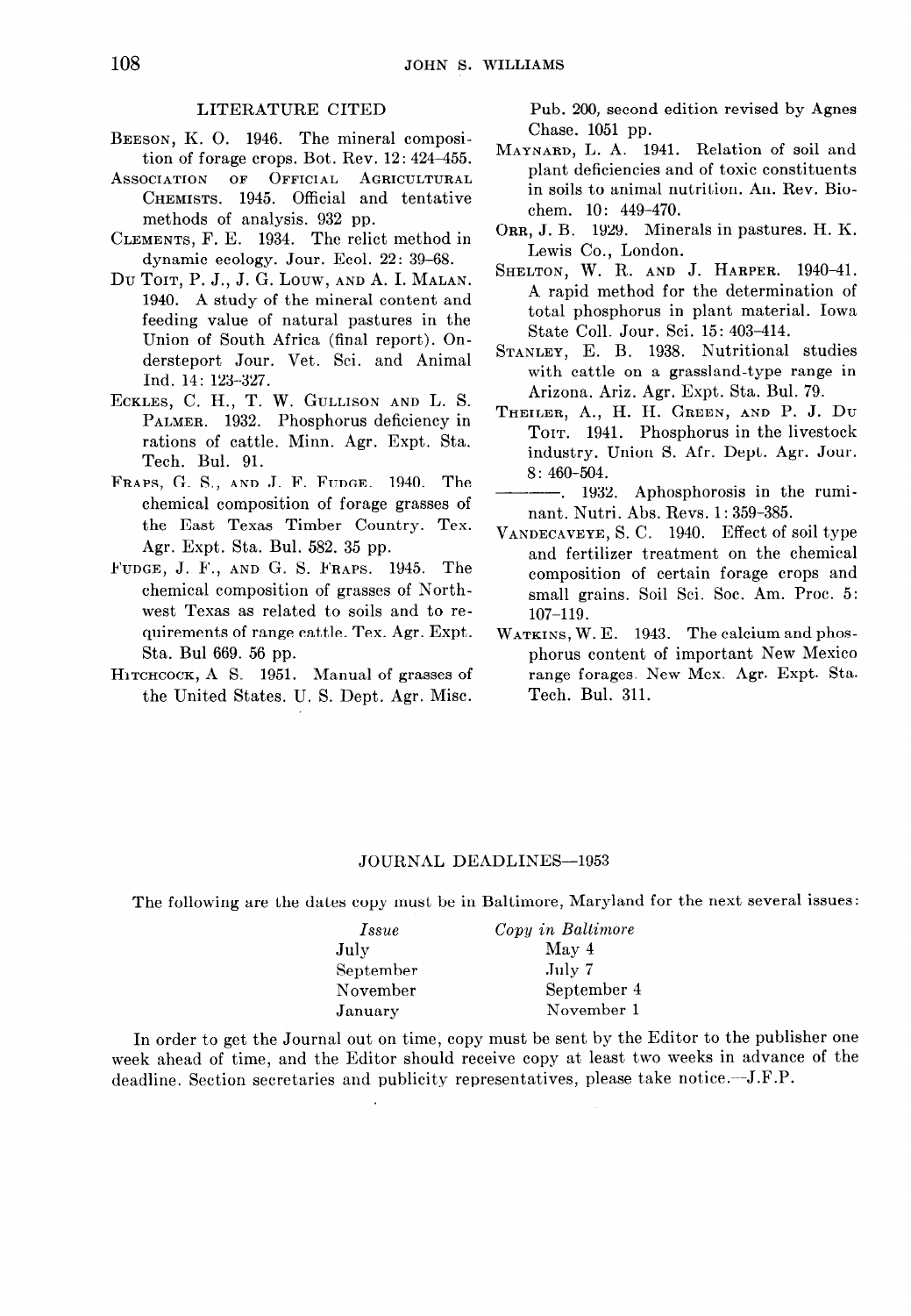## LITERATURE CITED

Beeson, K. O. 1946. The mineral composition of forage crops. Bot. Rev. 12: 424–455.

Association of Official Agricultural Chemists. 1945. Official and tentative methods of analysis. 932 pp.

Clements, F. E. 1934. The relict method in dynamic ecology. Jour. Ecol. 22: 39–68.

Du Toit, P. J., J. G. Louw, and A. I. Malan. 1940. A study of the mineral content and feeding value of natural pastures in the Union of South Africa (final report). Onderstepoort Jour. Vet. Sci. and Animal Ind. 14: 123–327.

Eckles, C. H., T. W. Gullison and L. S. Palmer. 1932. Phosphorus deficiency in rations of cattle. Minn. Agr. Expt. Sta. Tech. Bul. 91.

Fraps, G. S., and J. F. Fudge. 1940. The chemical composition of forage grasses of the East Texas Timber Country. Tex. Agr. Expt. Sta. Bul. 582. 35 pp.

Fudge, J. F., and G. S. Fraps. 1945. The chemical composition of grasses of Northwest Texas as related to soils and to requirements of range cattle. Tex. Agr. Expt. Sta. Bul 669. 56 pp.

Hitchcock, A S. 1951. Manual of grasses of the United States. U. S. Dept. Agr. Misc. Pub. 200, second edition revised by Agnes Chase. 1051 pp.

Maynard, L. A. 1941. Relation of soil and plant deficiencies and of toxic constituents in soils to animal nutrition. An. Rev. Biochem. 10: 449–470.

Orr, J. B. 1929. Minerals in pastures. H. K. Lewis Co., London.

Shelton, W. R. and J. Harper. 1940–41. A rapid method for the determination of total phosphorus in plant material. Iowa State Coll. Jour. Sci. 15: 403–414.

Stanley, E. B. 1938. Nutritional studies with cattle on a grassland-type range in Arizona. Ariz. Agr. Expt. Sta. Bul. 79.

Theiler, A., H. H. Green, and P. J. Du Toit. 1941. Phosphorus in the livestock industry. Union S. Afr. Dept. Agr. Jour. 8: 460–504.

———. 1932. Aphosphorosis in the ruminant. Nutri. Abs. Revs. 1: 359–385.

Vandecaveye, S. C. 1940. Effect of soil type and fertilizer treatment on the chemical composition of certain forage crops and small grains. Soil Sci. Soc. Am. Proc. 5: 107–119.

Watkins, W. E. 1943. The calcium and phosphorus content of important New Mexico range forages. New Mex. Agr. Expt. Sta. Tech. Bul. 311.

## JOURNAL DEADLINES—1953

The following are the dates copy must be in Baltimore, Maryland for the next several issues:

| *Issue* | *Copy in Baltimore* |
|---|---|
| July | May 4 |
| September | July 7 |
| November | September 4 |
| January | November 1 |

In order to get the Journal out on time, copy must be sent by the Editor to the publisher one week ahead of time, and the Editor should receive copy at least two weeks in advance of the deadline. Section secretaries and publicity representatives, please take notice.—J.F.P.